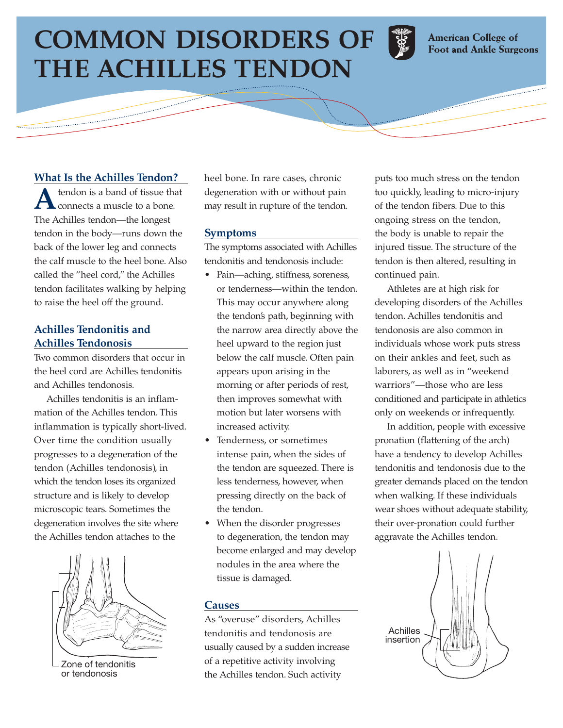# COMMON DISORDERS OF THE ACHILLES TENDON

American College of Foot and Ankle Surgeons

## What Is the Achilles Tendon?

A tendon is a band of tissue that connects a muscle to a bone. The Achilles tendon—the longest tendon in the body—runs down the back of the lower leg and connects the calf muscle to the heel bone. Also called the "heel cord," the Achilles tendon facilitates walking by helping to raise the heel off the ground.

## Achilles Tendonitis and Achilles Tendonosis

Two common disorders that occur in the heel cord are Achilles tendonitis and Achilles tendonosis.

Achilles tendonitis is an inflammation of the Achilles tendon. This inflammation is typically short-lived. Over time the condition usually progresses to a degeneration of the tendon (Achilles tendonosis), in which the tendon loses its organized structure and is likely to develop microscopic tears. Sometimes the degeneration involves the site where the Achilles tendon attaches to the heel bone. In rare cases, chronic degeneration with or without pain may result in rupture of the tendon.

Zone of tendonitis or tendonosis

## Symptoms

The symptoms associated with Achilles tendonitis and tendonosis include:

- Pain—aching, stiffness, soreness, or tenderness—within the tendon. This may occur anywhere along the tendon's path, beginning with the narrow area directly above the heel upward to the region just below the calf muscle. Often pain appears upon arising in the morning or after periods of rest, then improves somewhat with motion but later worsens with increased activity.
- Tenderness, or sometimes intense pain, when the sides of the tendon are squeezed. There is less tenderness, however, when pressing directly on the back of the tendon.
- When the disorder progresses to degeneration, the tendon may become enlarged and may develop nodules in the area where the tissue is damaged.

## Causes

As "overuse" disorders, Achilles tendonitis and tendonosis are usually caused by a sudden increase of a repetitive activity involving the Achilles tendon. Such activity puts too much stress on the tendon too quickly, leading to micro-injury of the tendon fibers. Due to this ongoing stress on the tendon, the body is unable to repair the injured tissue. The structure of the tendon is then altered, resulting in continued pain.

Athletes are at high risk for developing disorders of the Achilles tendon. Achilles tendonitis and tendonosis are also common in individuals whose work puts stress on their ankles and feet, such as laborers, as well as in "weekend warriors"—those who are less conditioned and participate in athletics only on weekends or infrequently.

In addition, people with excessive pronation (flattening of the arch) have a tendency to develop Achilles tendonitis and tendonosis due to the greater demands placed on the tendon when walking. If these individuals wear shoes without adequate stability, their over-pronation could further aggravate the Achilles tendon.

Achilles insertion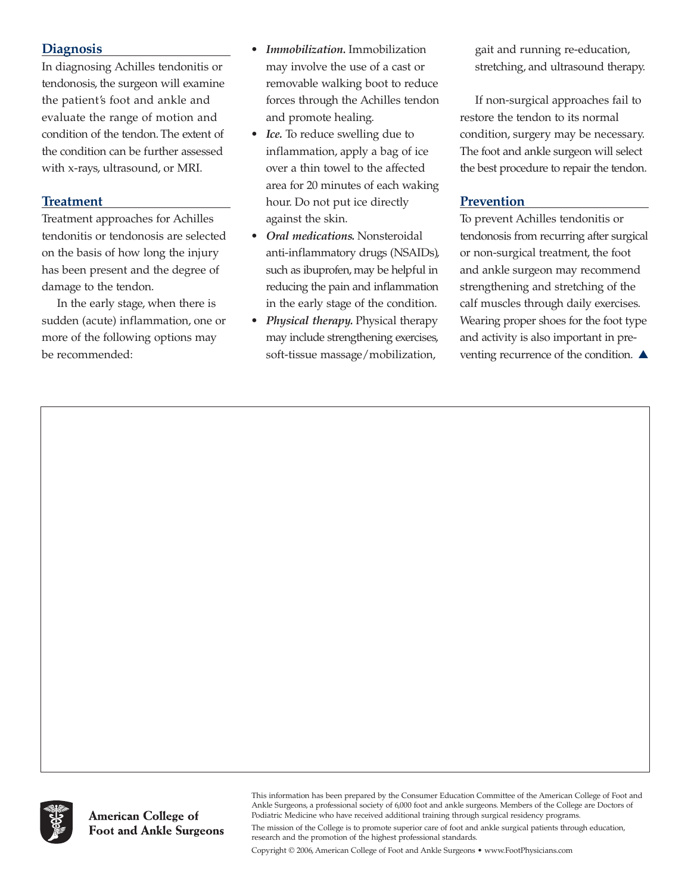## Diagnosis

In diagnosing Achilles tendonitis or tendonosis, the surgeon will examine the patient's foot and ankle and evaluate the range of motion and condition of the tendon. The extent of the condition can be further assessed with x-rays, ultrasound, or MRI.

## Treatment

Treatment approaches for Achilles tendonitis or tendonosis are selected on the basis of how long the injury has been present and the degree of damage to the tendon.

In the early stage, when there is sudden (acute) inflammation, one or more of the following options may be recommended:

- ***Immobilization.*** Immobilization may involve the use of a cast or removable walking boot to reduce forces through the Achilles tendon and promote healing.
- ***Ice.*** To reduce swelling due to inflammation, apply a bag of ice over a thin towel to the affected area for 20 minutes of each waking hour. Do not put ice directly against the skin.
- ***Oral medications.*** Nonsteroidal anti-inflammatory drugs (NSAIDs), such as ibuprofen, may be helpful in reducing the pain and inflammation in the early stage of the condition.
- ***Physical therapy.*** Physical therapy may include strengthening exercises, soft-tissue massage/mobilization, gait and running re-education, stretching, and ultrasound therapy.

If non-surgical approaches fail to restore the tendon to its normal condition, surgery may be necessary. The foot and ankle surgeon will select the best procedure to repair the tendon.

## Prevention

To prevent Achilles tendonitis or tendonosis from recurring after surgical or non-surgical treatment, the foot and ankle surgeon may recommend strengthening and stretching of the calf muscles through daily exercises. Wearing proper shoes for the foot type and activity is also important in preventing recurrence of the condition. ▲

**American College of Foot and Ankle Surgeons**

This information has been prepared by the Consumer Education Committee of the American College of Foot and Ankle Surgeons, a professional society of 6,000 foot and ankle surgeons. Members of the College are Doctors of Podiatric Medicine who have received additional training through surgical residency programs.

The mission of the College is to promote superior care of foot and ankle surgical patients through education, research and the promotion of the highest professional standards.

Copyright © 2006, American College of Foot and Ankle Surgeons • www.FootPhysicians.com